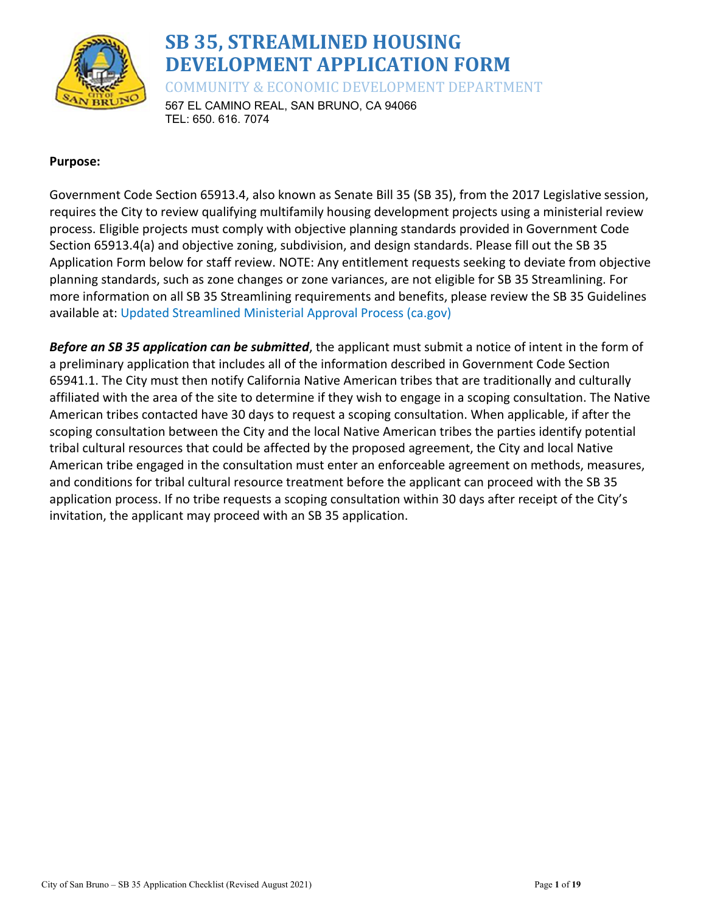# SB 35, STREAMLINED HOUSING DEVELOPMENT APPLICATION FORM

COMMUNITY & ECONOMIC DEVELOPMENT DEPARTMENT

567 EL CAMINO REAL, SAN BRUNO, CA 94066
TEL: 650. 616. 7074

**Purpose:**

Government Code Section 65913.4, also known as Senate Bill 35 (SB 35), from the 2017 Legislative session, requires the City to review qualifying multifamily housing development projects using a ministerial review process. Eligible projects must comply with objective planning standards provided in Government Code Section 65913.4(a) and objective zoning, subdivision, and design standards. Please fill out the SB 35 Application Form below for staff review. NOTE: Any entitlement requests seeking to deviate from objective planning standards, such as zone changes or zone variances, are not eligible for SB 35 Streamlining. For more information on all SB 35 Streamlining requirements and benefits, please review the SB 35 Guidelines available at: Updated Streamlined Ministerial Approval Process (ca.gov)

***Before an SB 35 application can be submitted***, the applicant must submit a notice of intent in the form of a preliminary application that includes all of the information described in Government Code Section 65941.1. The City must then notify California Native American tribes that are traditionally and culturally affiliated with the area of the site to determine if they wish to engage in a scoping consultation. The Native American tribes contacted have 30 days to request a scoping consultation. When applicable, if after the scoping consultation between the City and the local Native American tribes the parties identify potential tribal cultural resources that could be affected by the proposed agreement, the City and local Native American tribe engaged in the consultation must enter an enforceable agreement on methods, measures, and conditions for tribal cultural resource treatment before the applicant can proceed with the SB 35 application process. If no tribe requests a scoping consultation within 30 days after receipt of the City's invitation, the applicant may proceed with an SB 35 application.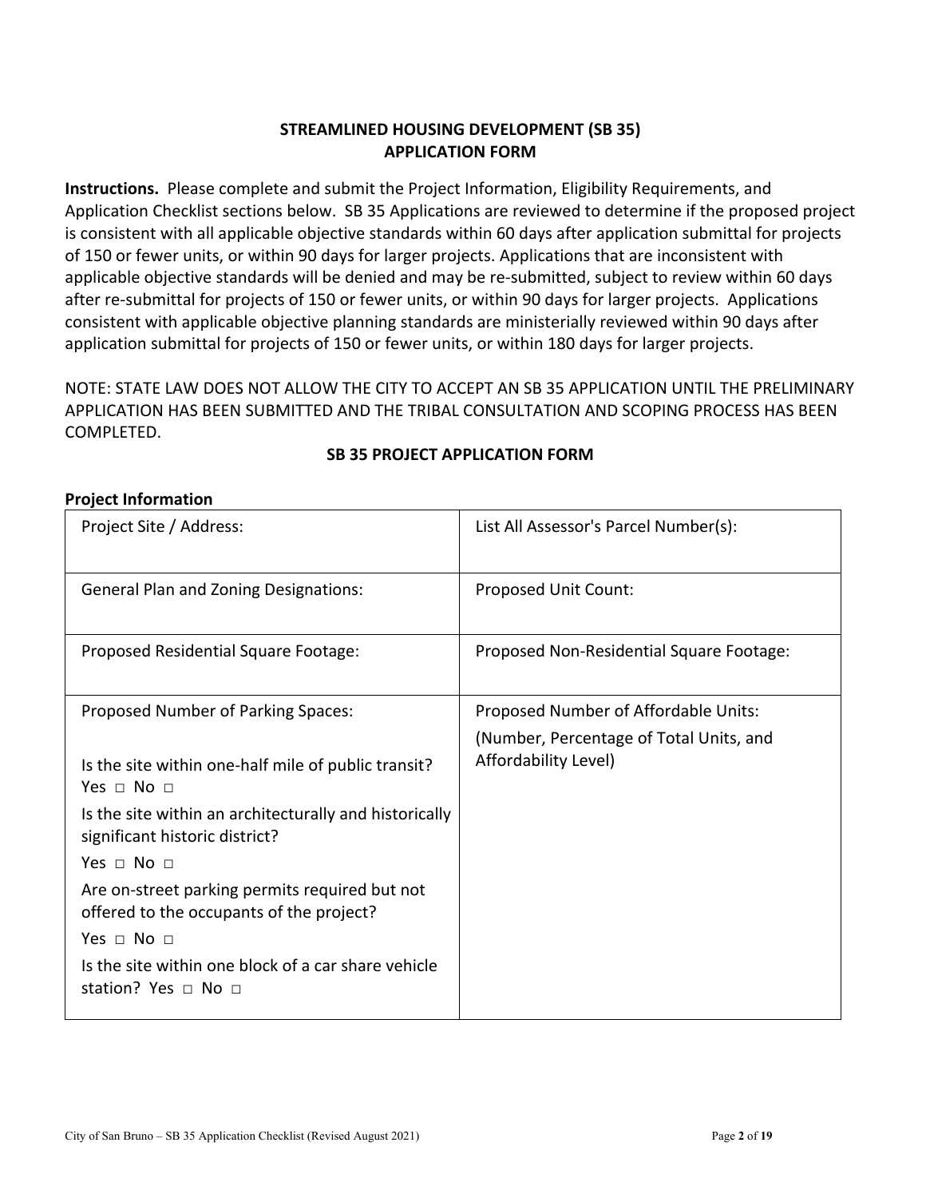## STREAMLINED HOUSING DEVELOPMENT (SB 35) APPLICATION FORM

**Instructions.** Please complete and submit the Project Information, Eligibility Requirements, and Application Checklist sections below. SB 35 Applications are reviewed to determine if the proposed project is consistent with all applicable objective standards within 60 days after application submittal for projects of 150 or fewer units, or within 90 days for larger projects. Applications that are inconsistent with applicable objective standards will be denied and may be re-submitted, subject to review within 60 days after re-submittal for projects of 150 or fewer units, or within 90 days for larger projects. Applications consistent with applicable objective planning standards are ministerially reviewed within 90 days after application submittal for projects of 150 or fewer units, or within 180 days for larger projects.

NOTE: STATE LAW DOES NOT ALLOW THE CITY TO ACCEPT AN SB 35 APPLICATION UNTIL THE PRELIMINARY APPLICATION HAS BEEN SUBMITTED AND THE TRIBAL CONSULTATION AND SCOPING PROCESS HAS BEEN COMPLETED.

### SB 35 PROJECT APPLICATION FORM

**Project Information**

| | |
|---|---|
| Project Site / Address: | List All Assessor's Parcel Number(s): |
| General Plan and Zoning Designations: | Proposed Unit Count: |
| Proposed Residential Square Footage: | Proposed Non-Residential Square Footage: |
| Proposed Number of Parking Spaces:<br><br>Is the site within one-half mile of public transit? Yes □ No □<br><br>Is the site within an architecturally and historically significant historic district?<br>Yes □ No □<br><br>Are on-street parking permits required but not offered to the occupants of the project?<br>Yes □ No □<br><br>Is the site within one block of a car share vehicle station? Yes □ No □ | Proposed Number of Affordable Units:<br>(Number, Percentage of Total Units, and Affordability Level) |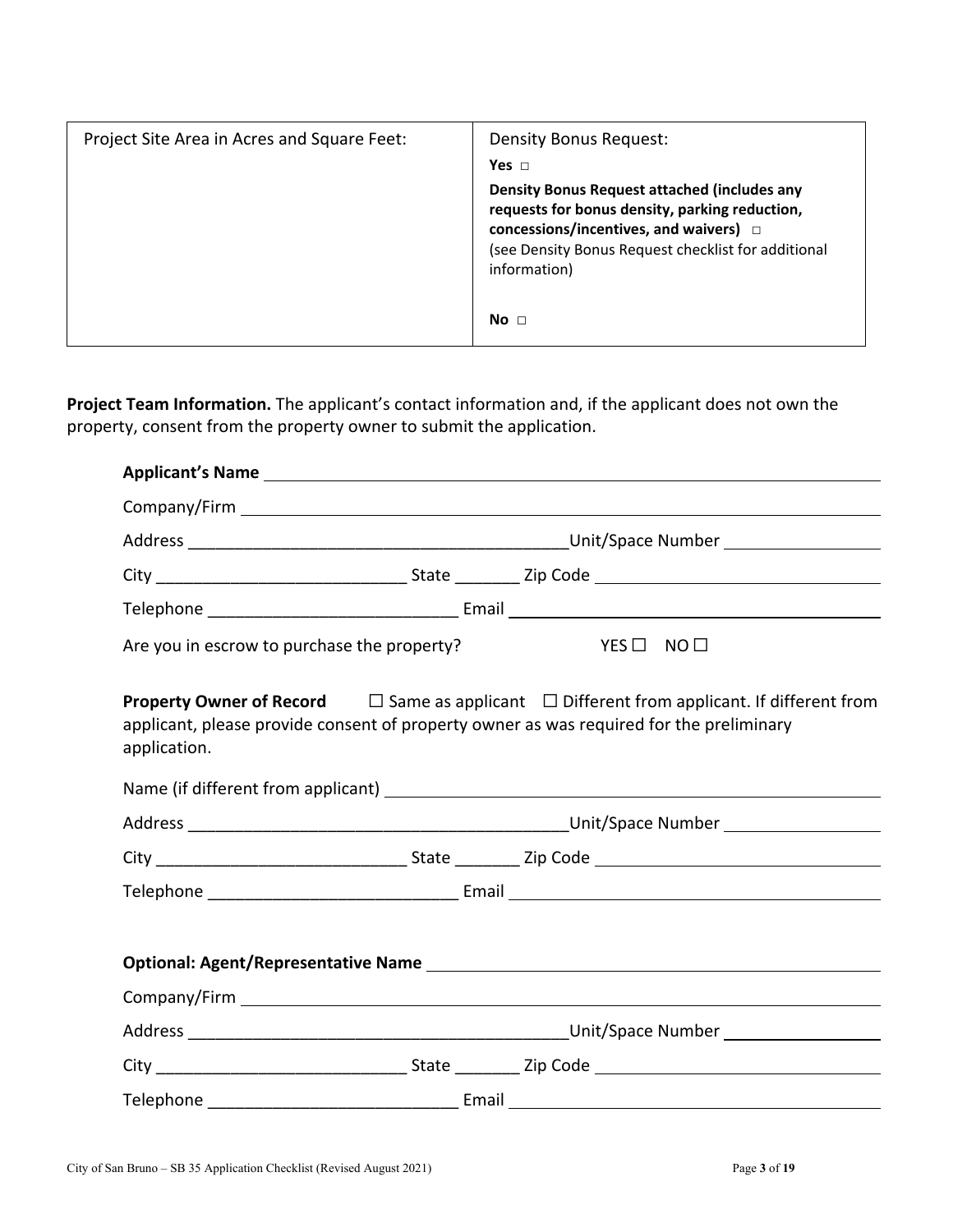| Project Site Area in Acres and Square Feet: | Density Bonus Request:<br>**Yes** □<br>**Density Bonus Request attached (includes any requests for bonus density, parking reduction, concessions/incentives, and waivers)** □<br>(see Density Bonus Request checklist for additional information)<br><br>**No** □ |
|---|---|

**Project Team Information.** The applicant's contact information and, if the applicant does not own the property, consent from the property owner to submit the application.

**Applicant's Name** ____________________

Company/Firm ____________________

Address ____________________ Unit/Space Number ____________________

City ____________________ State ________ Zip Code ____________________

Telephone ____________________ Email ____________________

Are you in escrow to purchase the property? YES ☐ NO ☐

**Property Owner of Record** ☐ Same as applicant ☐ Different from applicant. If different from applicant, please provide consent of property owner as was required for the preliminary application.

Name (if different from applicant) ____________________

Address ____________________ Unit/Space Number ____________________

City ____________________ State ________ Zip Code ____________________

Telephone ____________________ Email ____________________

**Optional: Agent/Representative Name** ____________________

Company/Firm ____________________

Address ____________________ Unit/Space Number ____________________

City ____________________ State ________ Zip Code ____________________

Telephone ____________________ Email ____________________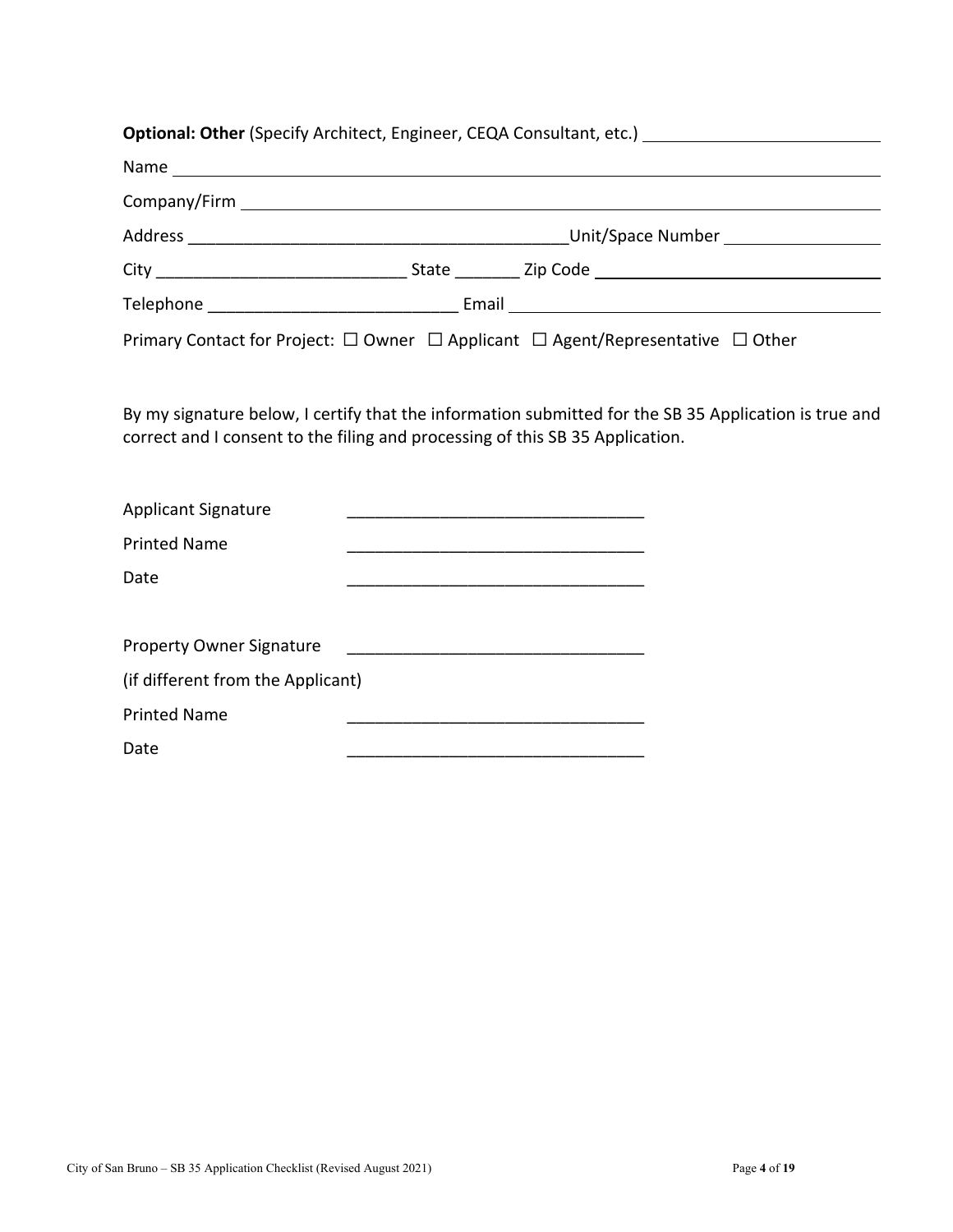**Optional: Other** (Specify Architect, Engineer, CEQA Consultant, etc.) ____________________

Name ____________________________________________

Company/Firm ____________________________________________

Address ________________________________________Unit/Space Number ________________

City __________________________ State _______ Zip Code ____________________________

Telephone __________________________ Email ______________________________________

Primary Contact for Project: ☐ Owner ☐ Applicant ☐ Agent/Representative ☐ Other

By my signature below, I certify that the information submitted for the SB 35 Application is true and correct and I consent to the filing and processing of this SB 35 Application.

Applicant Signature _______________________________

Printed Name _______________________________

Date _______________________________

Property Owner Signature _______________________________

(if different from the Applicant)

Printed Name _______________________________

Date _______________________________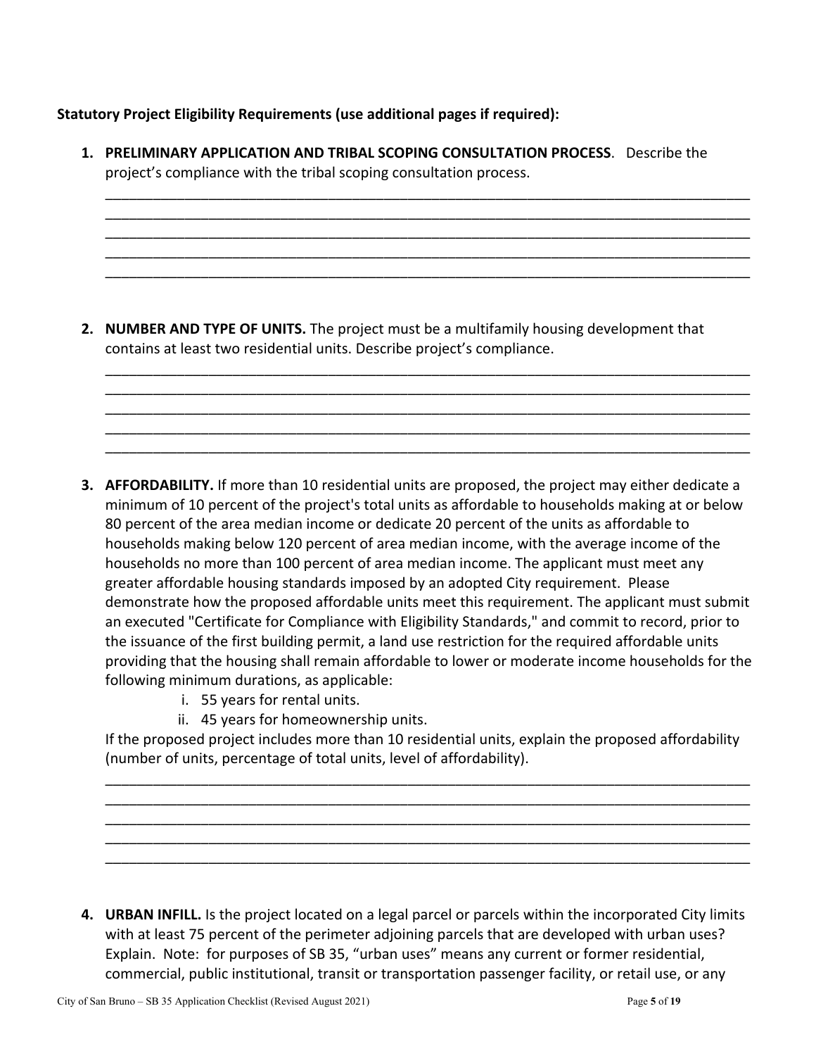**Statutory Project Eligibility Requirements (use additional pages if required):**

1. **PRELIMINARY APPLICATION AND TRIBAL SCOPING CONSULTATION PROCESS**. Describe the project's compliance with the tribal scoping consultation process.

   ___________________________________________________________________________
   ___________________________________________________________________________
   ___________________________________________________________________________
   ___________________________________________________________________________
   ___________________________________________________________________________

2. **NUMBER AND TYPE OF UNITS.** The project must be a multifamily housing development that contains at least two residential units. Describe project's compliance.

   ___________________________________________________________________________
   ___________________________________________________________________________
   ___________________________________________________________________________
   ___________________________________________________________________________
   ___________________________________________________________________________

3. **AFFORDABILITY.** If more than 10 residential units are proposed, the project may either dedicate a minimum of 10 percent of the project's total units as affordable to households making at or below 80 percent of the area median income or dedicate 20 percent of the units as affordable to households making below 120 percent of area median income, with the average income of the households no more than 100 percent of area median income. The applicant must meet any greater affordable housing standards imposed by an adopted City requirement. Please demonstrate how the proposed affordable units meet this requirement. The applicant must submit an executed "Certificate for Compliance with Eligibility Standards," and commit to record, prior to the issuance of the first building permit, a land use restriction for the required affordable units providing that the housing shall remain affordable to lower or moderate income households for the following minimum durations, as applicable:
   1. 55 years for rental units.
   2. 45 years for homeownership units.

   If the proposed project includes more than 10 residential units, explain the proposed affordability (number of units, percentage of total units, level of affordability).

   ___________________________________________________________________________
   ___________________________________________________________________________
   ___________________________________________________________________________
   ___________________________________________________________________________
   ___________________________________________________________________________

4. **URBAN INFILL.** Is the project located on a legal parcel or parcels within the incorporated City limits with at least 75 percent of the perimeter adjoining parcels that are developed with urban uses? Explain. Note: for purposes of SB 35, "urban uses" means any current or former residential, commercial, public institutional, transit or transportation passenger facility, or retail use, or any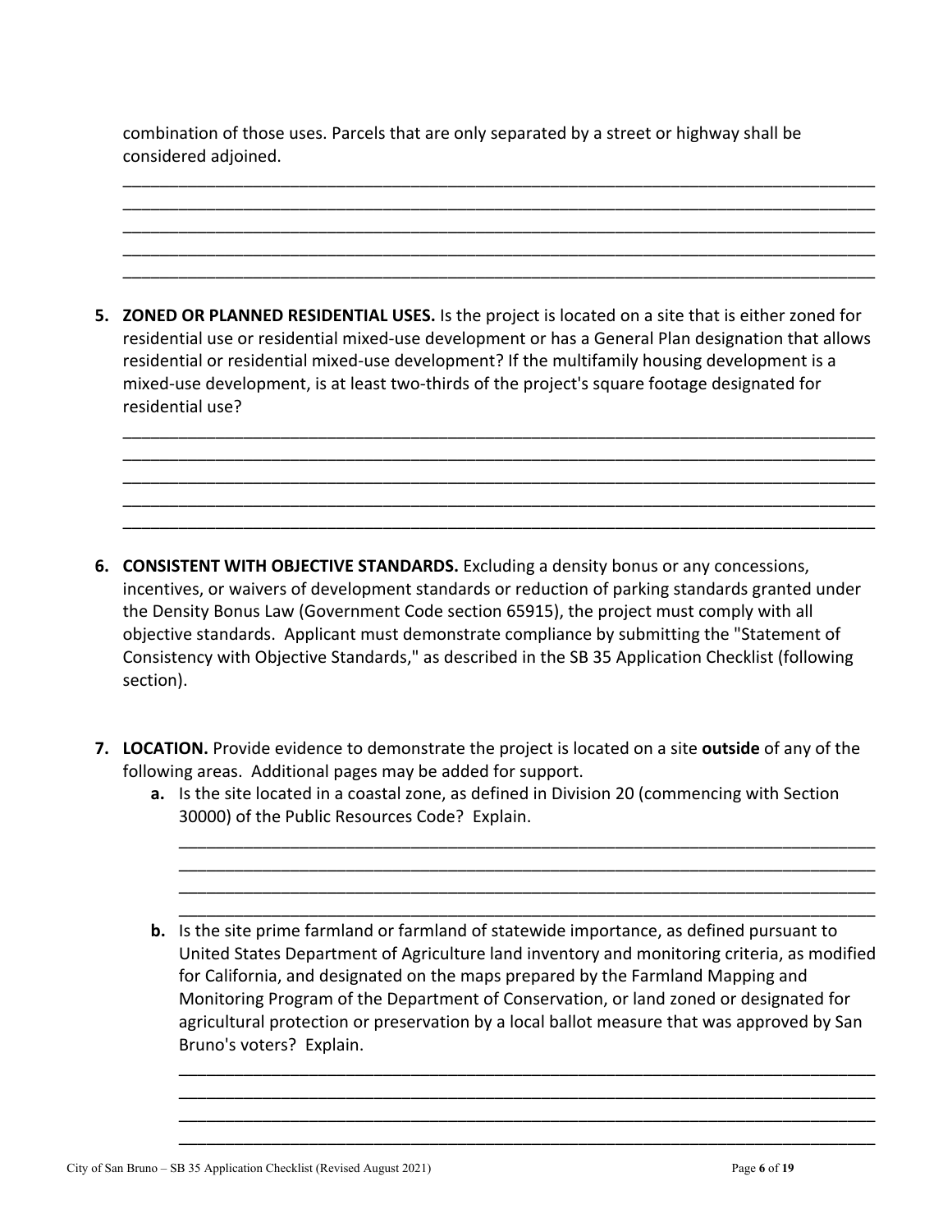combination of those uses. Parcels that are only separated by a street or highway shall be considered adjoined.

______________________________________________________________________________
______________________________________________________________________________
______________________________________________________________________________
______________________________________________________________________________
______________________________________________________________________________

5. **ZONED OR PLANNED RESIDENTIAL USES.** Is the project is located on a site that is either zoned for residential use or residential mixed-use development or has a General Plan designation that allows residential or residential mixed-use development? If the multifamily housing development is a mixed-use development, is at least two-thirds of the project's square footage designated for residential use?

   ______________________________________________________________________________
   ______________________________________________________________________________
   ______________________________________________________________________________
   ______________________________________________________________________________
   ______________________________________________________________________________

6. **CONSISTENT WITH OBJECTIVE STANDARDS.** Excluding a density bonus or any concessions, incentives, or waivers of development standards or reduction of parking standards granted under the Density Bonus Law (Government Code section 65915), the project must comply with all objective standards. Applicant must demonstrate compliance by submitting the "Statement of Consistency with Objective Standards," as described in the SB 35 Application Checklist (following section).

7. **LOCATION.** Provide evidence to demonstrate the project is located on a site **outside** of any of the following areas. Additional pages may be added for support.
   - **a.** Is the site located in a coastal zone, as defined in Division 20 (commencing with Section 30000) of the Public Resources Code? Explain.

     ______________________________________________________________________________
     ______________________________________________________________________________
     ______________________________________________________________________________
     ______________________________________________________________________________

   - **b.** Is the site prime farmland or farmland of statewide importance, as defined pursuant to United States Department of Agriculture land inventory and monitoring criteria, as modified for California, and designated on the maps prepared by the Farmland Mapping and Monitoring Program of the Department of Conservation, or land zoned or designated for agricultural protection or preservation by a local ballot measure that was approved by San Bruno's voters? Explain.

     ______________________________________________________________________________
     ______________________________________________________________________________
     ______________________________________________________________________________
     ______________________________________________________________________________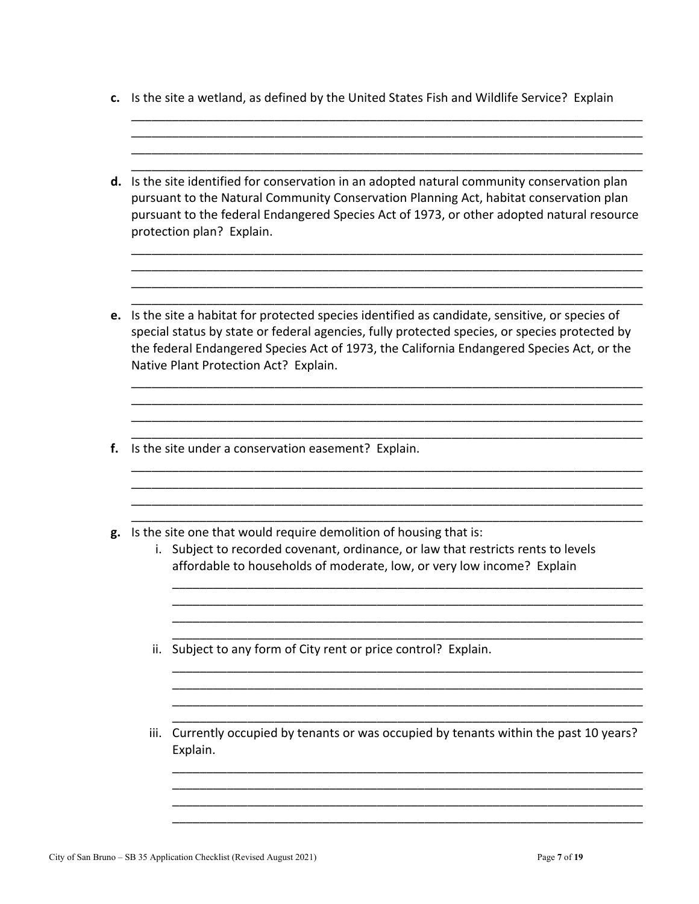**c.** Is the site a wetland, as defined by the United States Fish and Wildlife Service? Explain

______________________________________________________________________________
______________________________________________________________________________
______________________________________________________________________________
______________________________________________________________________________

**d.** Is the site identified for conservation in an adopted natural community conservation plan pursuant to the Natural Community Conservation Planning Act, habitat conservation plan pursuant to the federal Endangered Species Act of 1973, or other adopted natural resource protection plan? Explain.

______________________________________________________________________________
______________________________________________________________________________
______________________________________________________________________________
______________________________________________________________________________

**e.** Is the site a habitat for protected species identified as candidate, sensitive, or species of special status by state or federal agencies, fully protected species, or species protected by the federal Endangered Species Act of 1973, the California Endangered Species Act, or the Native Plant Protection Act? Explain.

______________________________________________________________________________
______________________________________________________________________________
______________________________________________________________________________
______________________________________________________________________________

**f.** Is the site under a conservation easement? Explain.

______________________________________________________________________________
______________________________________________________________________________
______________________________________________________________________________
______________________________________________________________________________

**g.** Is the site one that would require demolition of housing that is:

i. Subject to recorded covenant, ordinance, or law that restricts rents to levels affordable to households of moderate, low, or very low income? Explain

______________________________________________________________________________
______________________________________________________________________________
______________________________________________________________________________
______________________________________________________________________________

ii. Subject to any form of City rent or price control? Explain.

______________________________________________________________________________
______________________________________________________________________________
______________________________________________________________________________
______________________________________________________________________________

iii. Currently occupied by tenants or was occupied by tenants within the past 10 years? Explain.

______________________________________________________________________________
______________________________________________________________________________
______________________________________________________________________________
______________________________________________________________________________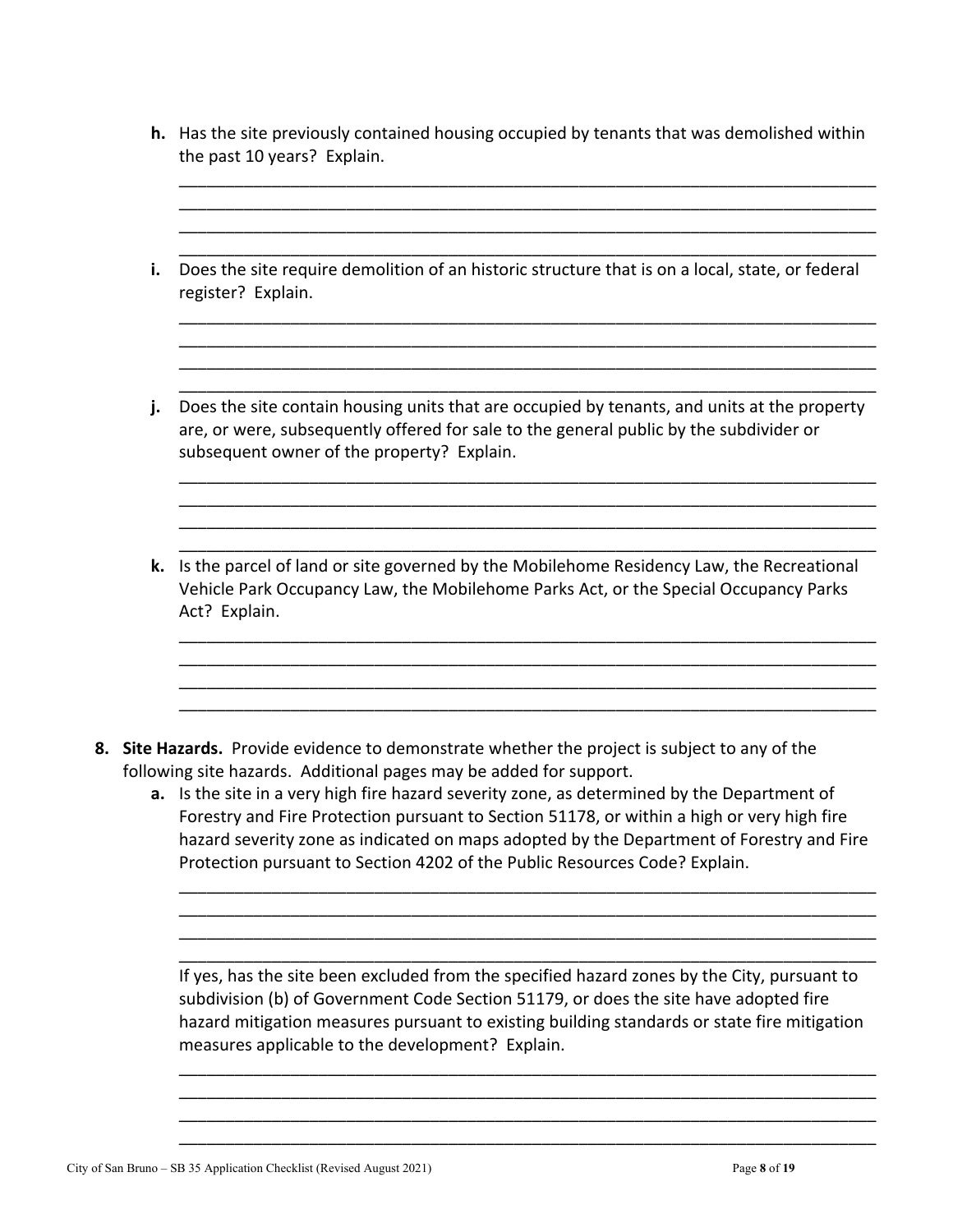**h.** Has the site previously contained housing occupied by tenants that was demolished within the past 10 years? Explain.

\_\_\_\_\_\_\_\_\_\_\_\_\_\_\_\_\_\_\_\_\_\_\_\_\_\_\_\_\_\_\_\_\_\_\_\_\_\_\_\_\_\_\_\_\_\_\_\_\_\_\_\_\_\_\_\_\_\_\_\_\_\_\_\_\_\_\_\_\_\_\_\_\_\_\_\_
\_\_\_\_\_\_\_\_\_\_\_\_\_\_\_\_\_\_\_\_\_\_\_\_\_\_\_\_\_\_\_\_\_\_\_\_\_\_\_\_\_\_\_\_\_\_\_\_\_\_\_\_\_\_\_\_\_\_\_\_\_\_\_\_\_\_\_\_\_\_\_\_\_\_\_\_
\_\_\_\_\_\_\_\_\_\_\_\_\_\_\_\_\_\_\_\_\_\_\_\_\_\_\_\_\_\_\_\_\_\_\_\_\_\_\_\_\_\_\_\_\_\_\_\_\_\_\_\_\_\_\_\_\_\_\_\_\_\_\_\_\_\_\_\_\_\_\_\_\_\_\_\_
\_\_\_\_\_\_\_\_\_\_\_\_\_\_\_\_\_\_\_\_\_\_\_\_\_\_\_\_\_\_\_\_\_\_\_\_\_\_\_\_\_\_\_\_\_\_\_\_\_\_\_\_\_\_\_\_\_\_\_\_\_\_\_\_\_\_\_\_\_\_\_\_\_\_\_\_

**i.** Does the site require demolition of an historic structure that is on a local, state, or federal register? Explain.

\_\_\_\_\_\_\_\_\_\_\_\_\_\_\_\_\_\_\_\_\_\_\_\_\_\_\_\_\_\_\_\_\_\_\_\_\_\_\_\_\_\_\_\_\_\_\_\_\_\_\_\_\_\_\_\_\_\_\_\_\_\_\_\_\_\_\_\_\_\_\_\_\_\_\_\_
\_\_\_\_\_\_\_\_\_\_\_\_\_\_\_\_\_\_\_\_\_\_\_\_\_\_\_\_\_\_\_\_\_\_\_\_\_\_\_\_\_\_\_\_\_\_\_\_\_\_\_\_\_\_\_\_\_\_\_\_\_\_\_\_\_\_\_\_\_\_\_\_\_\_\_\_
\_\_\_\_\_\_\_\_\_\_\_\_\_\_\_\_\_\_\_\_\_\_\_\_\_\_\_\_\_\_\_\_\_\_\_\_\_\_\_\_\_\_\_\_\_\_\_\_\_\_\_\_\_\_\_\_\_\_\_\_\_\_\_\_\_\_\_\_\_\_\_\_\_\_\_\_
\_\_\_\_\_\_\_\_\_\_\_\_\_\_\_\_\_\_\_\_\_\_\_\_\_\_\_\_\_\_\_\_\_\_\_\_\_\_\_\_\_\_\_\_\_\_\_\_\_\_\_\_\_\_\_\_\_\_\_\_\_\_\_\_\_\_\_\_\_\_\_\_\_\_\_\_

**j.** Does the site contain housing units that are occupied by tenants, and units at the property are, or were, subsequently offered for sale to the general public by the subdivider or subsequent owner of the property? Explain.

\_\_\_\_\_\_\_\_\_\_\_\_\_\_\_\_\_\_\_\_\_\_\_\_\_\_\_\_\_\_\_\_\_\_\_\_\_\_\_\_\_\_\_\_\_\_\_\_\_\_\_\_\_\_\_\_\_\_\_\_\_\_\_\_\_\_\_\_\_\_\_\_\_\_\_\_
\_\_\_\_\_\_\_\_\_\_\_\_\_\_\_\_\_\_\_\_\_\_\_\_\_\_\_\_\_\_\_\_\_\_\_\_\_\_\_\_\_\_\_\_\_\_\_\_\_\_\_\_\_\_\_\_\_\_\_\_\_\_\_\_\_\_\_\_\_\_\_\_\_\_\_\_
\_\_\_\_\_\_\_\_\_\_\_\_\_\_\_\_\_\_\_\_\_\_\_\_\_\_\_\_\_\_\_\_\_\_\_\_\_\_\_\_\_\_\_\_\_\_\_\_\_\_\_\_\_\_\_\_\_\_\_\_\_\_\_\_\_\_\_\_\_\_\_\_\_\_\_\_
\_\_\_\_\_\_\_\_\_\_\_\_\_\_\_\_\_\_\_\_\_\_\_\_\_\_\_\_\_\_\_\_\_\_\_\_\_\_\_\_\_\_\_\_\_\_\_\_\_\_\_\_\_\_\_\_\_\_\_\_\_\_\_\_\_\_\_\_\_\_\_\_\_\_\_\_

**k.** Is the parcel of land or site governed by the Mobilehome Residency Law, the Recreational Vehicle Park Occupancy Law, the Mobilehome Parks Act, or the Special Occupancy Parks Act? Explain.

\_\_\_\_\_\_\_\_\_\_\_\_\_\_\_\_\_\_\_\_\_\_\_\_\_\_\_\_\_\_\_\_\_\_\_\_\_\_\_\_\_\_\_\_\_\_\_\_\_\_\_\_\_\_\_\_\_\_\_\_\_\_\_\_\_\_\_\_\_\_\_\_\_\_\_\_
\_\_\_\_\_\_\_\_\_\_\_\_\_\_\_\_\_\_\_\_\_\_\_\_\_\_\_\_\_\_\_\_\_\_\_\_\_\_\_\_\_\_\_\_\_\_\_\_\_\_\_\_\_\_\_\_\_\_\_\_\_\_\_\_\_\_\_\_\_\_\_\_\_\_\_\_
\_\_\_\_\_\_\_\_\_\_\_\_\_\_\_\_\_\_\_\_\_\_\_\_\_\_\_\_\_\_\_\_\_\_\_\_\_\_\_\_\_\_\_\_\_\_\_\_\_\_\_\_\_\_\_\_\_\_\_\_\_\_\_\_\_\_\_\_\_\_\_\_\_\_\_\_
\_\_\_\_\_\_\_\_\_\_\_\_\_\_\_\_\_\_\_\_\_\_\_\_\_\_\_\_\_\_\_\_\_\_\_\_\_\_\_\_\_\_\_\_\_\_\_\_\_\_\_\_\_\_\_\_\_\_\_\_\_\_\_\_\_\_\_\_\_\_\_\_\_\_\_\_

**8. Site Hazards.** Provide evidence to demonstrate whether the project is subject to any of the following site hazards. Additional pages may be added for support.

**a.** Is the site in a very high fire hazard severity zone, as determined by the Department of Forestry and Fire Protection pursuant to Section 51178, or within a high or very high fire hazard severity zone as indicated on maps adopted by the Department of Forestry and Fire Protection pursuant to Section 4202 of the Public Resources Code? Explain.

\_\_\_\_\_\_\_\_\_\_\_\_\_\_\_\_\_\_\_\_\_\_\_\_\_\_\_\_\_\_\_\_\_\_\_\_\_\_\_\_\_\_\_\_\_\_\_\_\_\_\_\_\_\_\_\_\_\_\_\_\_\_\_\_\_\_\_\_\_\_\_\_\_\_\_\_
\_\_\_\_\_\_\_\_\_\_\_\_\_\_\_\_\_\_\_\_\_\_\_\_\_\_\_\_\_\_\_\_\_\_\_\_\_\_\_\_\_\_\_\_\_\_\_\_\_\_\_\_\_\_\_\_\_\_\_\_\_\_\_\_\_\_\_\_\_\_\_\_\_\_\_\_
\_\_\_\_\_\_\_\_\_\_\_\_\_\_\_\_\_\_\_\_\_\_\_\_\_\_\_\_\_\_\_\_\_\_\_\_\_\_\_\_\_\_\_\_\_\_\_\_\_\_\_\_\_\_\_\_\_\_\_\_\_\_\_\_\_\_\_\_\_\_\_\_\_\_\_\_
\_\_\_\_\_\_\_\_\_\_\_\_\_\_\_\_\_\_\_\_\_\_\_\_\_\_\_\_\_\_\_\_\_\_\_\_\_\_\_\_\_\_\_\_\_\_\_\_\_\_\_\_\_\_\_\_\_\_\_\_\_\_\_\_\_\_\_\_\_\_\_\_\_\_\_\_

If yes, has the site been excluded from the specified hazard zones by the City, pursuant to subdivision (b) of Government Code Section 51179, or does the site have adopted fire hazard mitigation measures pursuant to existing building standards or state fire mitigation measures applicable to the development? Explain.

\_\_\_\_\_\_\_\_\_\_\_\_\_\_\_\_\_\_\_\_\_\_\_\_\_\_\_\_\_\_\_\_\_\_\_\_\_\_\_\_\_\_\_\_\_\_\_\_\_\_\_\_\_\_\_\_\_\_\_\_\_\_\_\_\_\_\_\_\_\_\_\_\_\_\_\_
\_\_\_\_\_\_\_\_\_\_\_\_\_\_\_\_\_\_\_\_\_\_\_\_\_\_\_\_\_\_\_\_\_\_\_\_\_\_\_\_\_\_\_\_\_\_\_\_\_\_\_\_\_\_\_\_\_\_\_\_\_\_\_\_\_\_\_\_\_\_\_\_\_\_\_\_
\_\_\_\_\_\_\_\_\_\_\_\_\_\_\_\_\_\_\_\_\_\_\_\_\_\_\_\_\_\_\_\_\_\_\_\_\_\_\_\_\_\_\_\_\_\_\_\_\_\_\_\_\_\_\_\_\_\_\_\_\_\_\_\_\_\_\_\_\_\_\_\_\_\_\_\_
\_\_\_\_\_\_\_\_\_\_\_\_\_\_\_\_\_\_\_\_\_\_\_\_\_\_\_\_\_\_\_\_\_\_\_\_\_\_\_\_\_\_\_\_\_\_\_\_\_\_\_\_\_\_\_\_\_\_\_\_\_\_\_\_\_\_\_\_\_\_\_\_\_\_\_\_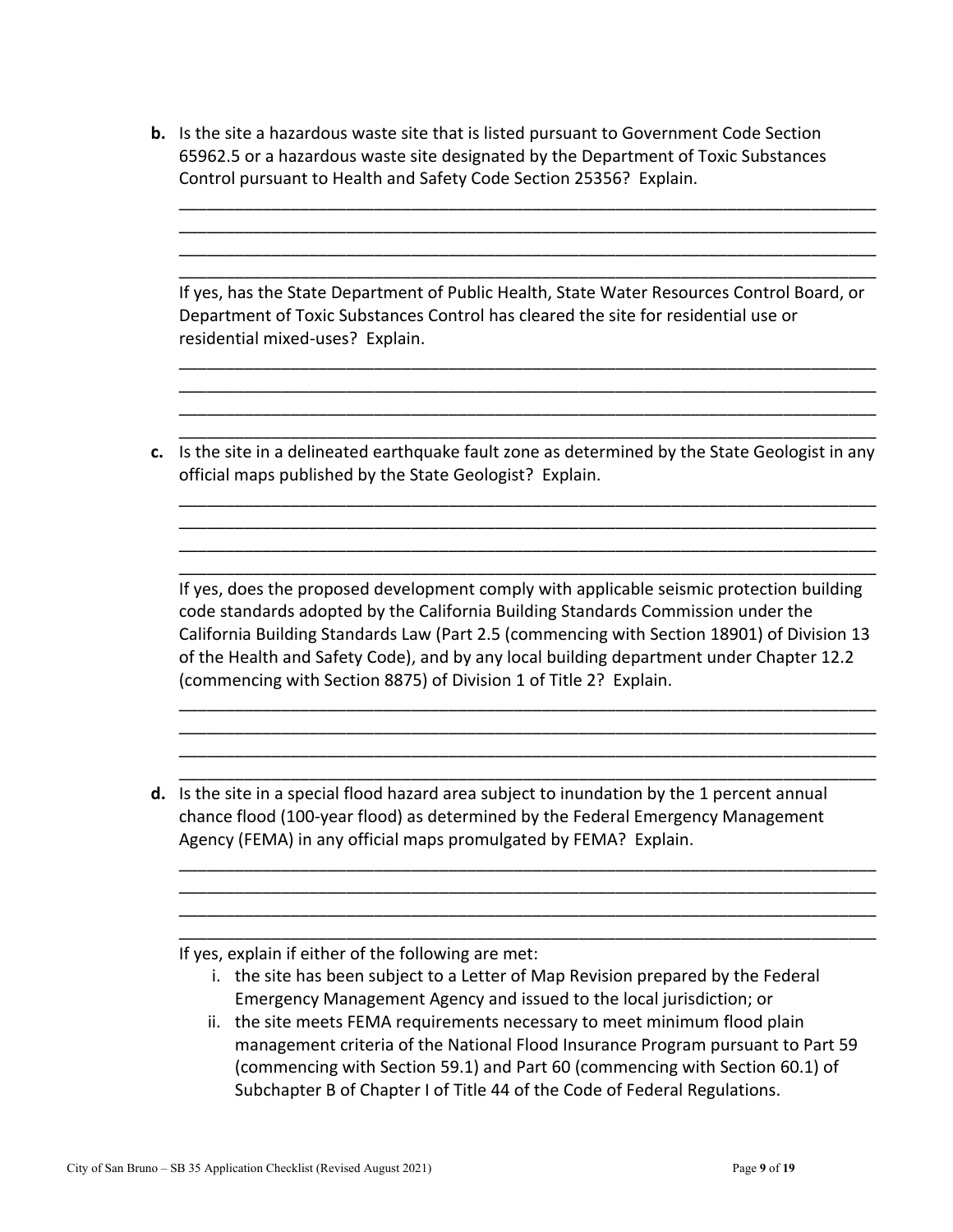**b.** Is the site a hazardous waste site that is listed pursuant to Government Code Section 65962.5 or a hazardous waste site designated by the Department of Toxic Substances Control pursuant to Health and Safety Code Section 25356? Explain.

______________________________________________________________________________
______________________________________________________________________________
______________________________________________________________________________
______________________________________________________________________________

If yes, has the State Department of Public Health, State Water Resources Control Board, or Department of Toxic Substances Control has cleared the site for residential use or residential mixed-uses? Explain.

______________________________________________________________________________
______________________________________________________________________________
______________________________________________________________________________
______________________________________________________________________________

**c.** Is the site in a delineated earthquake fault zone as determined by the State Geologist in any official maps published by the State Geologist? Explain.

______________________________________________________________________________
______________________________________________________________________________
______________________________________________________________________________
______________________________________________________________________________

If yes, does the proposed development comply with applicable seismic protection building code standards adopted by the California Building Standards Commission under the California Building Standards Law (Part 2.5 (commencing with Section 18901) of Division 13 of the Health and Safety Code), and by any local building department under Chapter 12.2 (commencing with Section 8875) of Division 1 of Title 2? Explain.

______________________________________________________________________________
______________________________________________________________________________
______________________________________________________________________________
______________________________________________________________________________

**d.** Is the site in a special flood hazard area subject to inundation by the 1 percent annual chance flood (100-year flood) as determined by the Federal Emergency Management Agency (FEMA) in any official maps promulgated by FEMA? Explain.

______________________________________________________________________________
______________________________________________________________________________
______________________________________________________________________________
______________________________________________________________________________

If yes, explain if either of the following are met:

i. the site has been subject to a Letter of Map Revision prepared by the Federal Emergency Management Agency and issued to the local jurisdiction; or
ii. the site meets FEMA requirements necessary to meet minimum flood plain management criteria of the National Flood Insurance Program pursuant to Part 59 (commencing with Section 59.1) and Part 60 (commencing with Section 60.1) of Subchapter B of Chapter I of Title 44 of the Code of Federal Regulations.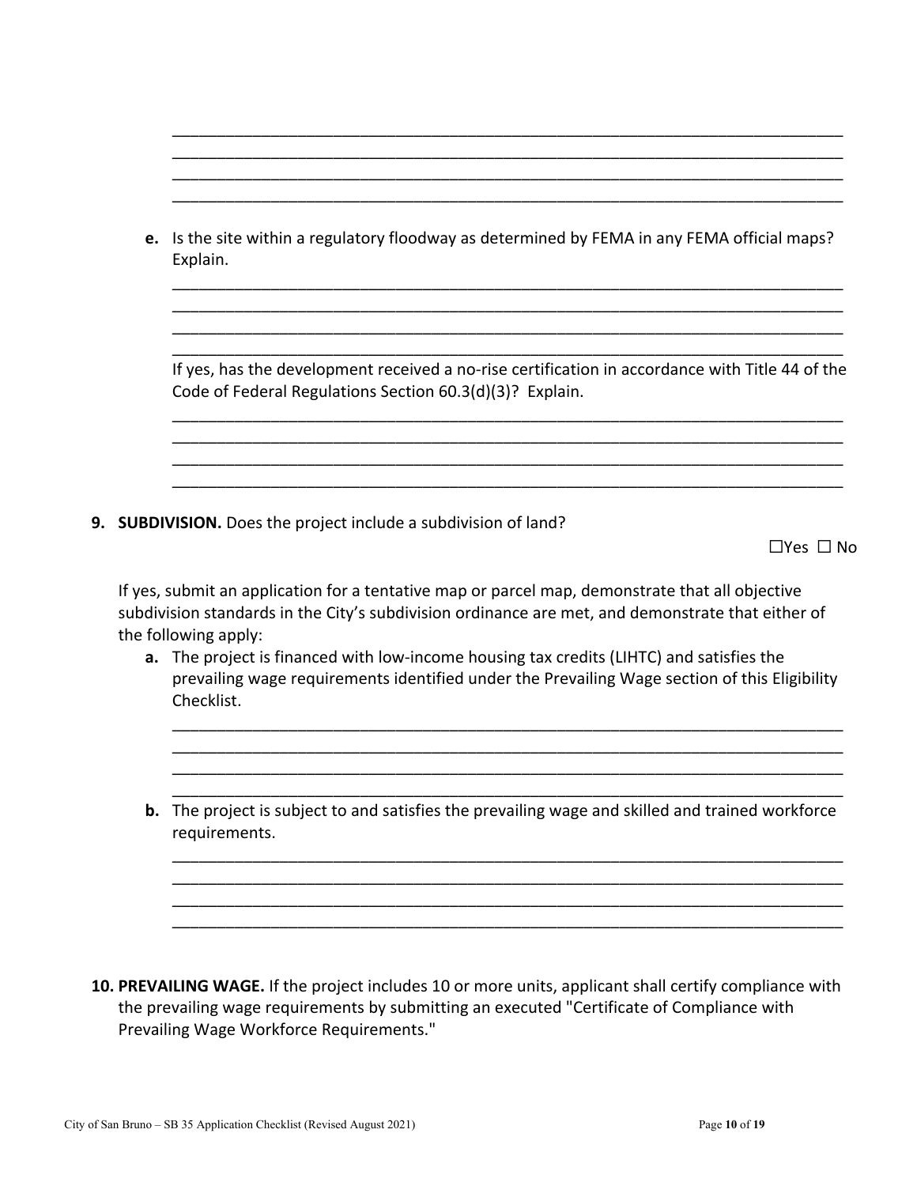\_\_\_\_\_\_\_\_\_\_\_\_\_\_\_\_\_\_\_\_\_\_\_\_\_\_\_\_\_\_\_\_\_\_\_\_\_\_\_\_\_\_\_\_\_\_\_\_\_\_\_\_\_\_\_\_\_\_\_\_\_\_\_\_\_\_\_\_\_\_
\_\_\_\_\_\_\_\_\_\_\_\_\_\_\_\_\_\_\_\_\_\_\_\_\_\_\_\_\_\_\_\_\_\_\_\_\_\_\_\_\_\_\_\_\_\_\_\_\_\_\_\_\_\_\_\_\_\_\_\_\_\_\_\_\_\_\_\_\_\_
\_\_\_\_\_\_\_\_\_\_\_\_\_\_\_\_\_\_\_\_\_\_\_\_\_\_\_\_\_\_\_\_\_\_\_\_\_\_\_\_\_\_\_\_\_\_\_\_\_\_\_\_\_\_\_\_\_\_\_\_\_\_\_\_\_\_\_\_\_\_
\_\_\_\_\_\_\_\_\_\_\_\_\_\_\_\_\_\_\_\_\_\_\_\_\_\_\_\_\_\_\_\_\_\_\_\_\_\_\_\_\_\_\_\_\_\_\_\_\_\_\_\_\_\_\_\_\_\_\_\_\_\_\_\_\_\_\_\_\_\_

**e.** Is the site within a regulatory floodway as determined by FEMA in any FEMA official maps? Explain.

\_\_\_\_\_\_\_\_\_\_\_\_\_\_\_\_\_\_\_\_\_\_\_\_\_\_\_\_\_\_\_\_\_\_\_\_\_\_\_\_\_\_\_\_\_\_\_\_\_\_\_\_\_\_\_\_\_\_\_\_\_\_\_\_\_\_\_\_\_\_
\_\_\_\_\_\_\_\_\_\_\_\_\_\_\_\_\_\_\_\_\_\_\_\_\_\_\_\_\_\_\_\_\_\_\_\_\_\_\_\_\_\_\_\_\_\_\_\_\_\_\_\_\_\_\_\_\_\_\_\_\_\_\_\_\_\_\_\_\_\_
\_\_\_\_\_\_\_\_\_\_\_\_\_\_\_\_\_\_\_\_\_\_\_\_\_\_\_\_\_\_\_\_\_\_\_\_\_\_\_\_\_\_\_\_\_\_\_\_\_\_\_\_\_\_\_\_\_\_\_\_\_\_\_\_\_\_\_\_\_\_
\_\_\_\_\_\_\_\_\_\_\_\_\_\_\_\_\_\_\_\_\_\_\_\_\_\_\_\_\_\_\_\_\_\_\_\_\_\_\_\_\_\_\_\_\_\_\_\_\_\_\_\_\_\_\_\_\_\_\_\_\_\_\_\_\_\_\_\_\_\_

If yes, has the development received a no-rise certification in accordance with Title 44 of the Code of Federal Regulations Section 60.3(d)(3)? Explain.

\_\_\_\_\_\_\_\_\_\_\_\_\_\_\_\_\_\_\_\_\_\_\_\_\_\_\_\_\_\_\_\_\_\_\_\_\_\_\_\_\_\_\_\_\_\_\_\_\_\_\_\_\_\_\_\_\_\_\_\_\_\_\_\_\_\_\_\_\_\_
\_\_\_\_\_\_\_\_\_\_\_\_\_\_\_\_\_\_\_\_\_\_\_\_\_\_\_\_\_\_\_\_\_\_\_\_\_\_\_\_\_\_\_\_\_\_\_\_\_\_\_\_\_\_\_\_\_\_\_\_\_\_\_\_\_\_\_\_\_\_
\_\_\_\_\_\_\_\_\_\_\_\_\_\_\_\_\_\_\_\_\_\_\_\_\_\_\_\_\_\_\_\_\_\_\_\_\_\_\_\_\_\_\_\_\_\_\_\_\_\_\_\_\_\_\_\_\_\_\_\_\_\_\_\_\_\_\_\_\_\_
\_\_\_\_\_\_\_\_\_\_\_\_\_\_\_\_\_\_\_\_\_\_\_\_\_\_\_\_\_\_\_\_\_\_\_\_\_\_\_\_\_\_\_\_\_\_\_\_\_\_\_\_\_\_\_\_\_\_\_\_\_\_\_\_\_\_\_\_\_\_

**9. SUBDIVISION.** Does the project include a subdivision of land?

☐Yes ☐ No

If yes, submit an application for a tentative map or parcel map, demonstrate that all objective subdivision standards in the City's subdivision ordinance are met, and demonstrate that either of the following apply:

**a.** The project is financed with low-income housing tax credits (LIHTC) and satisfies the prevailing wage requirements identified under the Prevailing Wage section of this Eligibility Checklist.

\_\_\_\_\_\_\_\_\_\_\_\_\_\_\_\_\_\_\_\_\_\_\_\_\_\_\_\_\_\_\_\_\_\_\_\_\_\_\_\_\_\_\_\_\_\_\_\_\_\_\_\_\_\_\_\_\_\_\_\_\_\_\_\_\_\_\_\_\_\_
\_\_\_\_\_\_\_\_\_\_\_\_\_\_\_\_\_\_\_\_\_\_\_\_\_\_\_\_\_\_\_\_\_\_\_\_\_\_\_\_\_\_\_\_\_\_\_\_\_\_\_\_\_\_\_\_\_\_\_\_\_\_\_\_\_\_\_\_\_\_
\_\_\_\_\_\_\_\_\_\_\_\_\_\_\_\_\_\_\_\_\_\_\_\_\_\_\_\_\_\_\_\_\_\_\_\_\_\_\_\_\_\_\_\_\_\_\_\_\_\_\_\_\_\_\_\_\_\_\_\_\_\_\_\_\_\_\_\_\_\_
\_\_\_\_\_\_\_\_\_\_\_\_\_\_\_\_\_\_\_\_\_\_\_\_\_\_\_\_\_\_\_\_\_\_\_\_\_\_\_\_\_\_\_\_\_\_\_\_\_\_\_\_\_\_\_\_\_\_\_\_\_\_\_\_\_\_\_\_\_\_

**b.** The project is subject to and satisfies the prevailing wage and skilled and trained workforce requirements.

\_\_\_\_\_\_\_\_\_\_\_\_\_\_\_\_\_\_\_\_\_\_\_\_\_\_\_\_\_\_\_\_\_\_\_\_\_\_\_\_\_\_\_\_\_\_\_\_\_\_\_\_\_\_\_\_\_\_\_\_\_\_\_\_\_\_\_\_\_\_
\_\_\_\_\_\_\_\_\_\_\_\_\_\_\_\_\_\_\_\_\_\_\_\_\_\_\_\_\_\_\_\_\_\_\_\_\_\_\_\_\_\_\_\_\_\_\_\_\_\_\_\_\_\_\_\_\_\_\_\_\_\_\_\_\_\_\_\_\_\_
\_\_\_\_\_\_\_\_\_\_\_\_\_\_\_\_\_\_\_\_\_\_\_\_\_\_\_\_\_\_\_\_\_\_\_\_\_\_\_\_\_\_\_\_\_\_\_\_\_\_\_\_\_\_\_\_\_\_\_\_\_\_\_\_\_\_\_\_\_\_
\_\_\_\_\_\_\_\_\_\_\_\_\_\_\_\_\_\_\_\_\_\_\_\_\_\_\_\_\_\_\_\_\_\_\_\_\_\_\_\_\_\_\_\_\_\_\_\_\_\_\_\_\_\_\_\_\_\_\_\_\_\_\_\_\_\_\_\_\_\_

**10. PREVAILING WAGE.** If the project includes 10 or more units, applicant shall certify compliance with the prevailing wage requirements by submitting an executed "Certificate of Compliance with Prevailing Wage Workforce Requirements."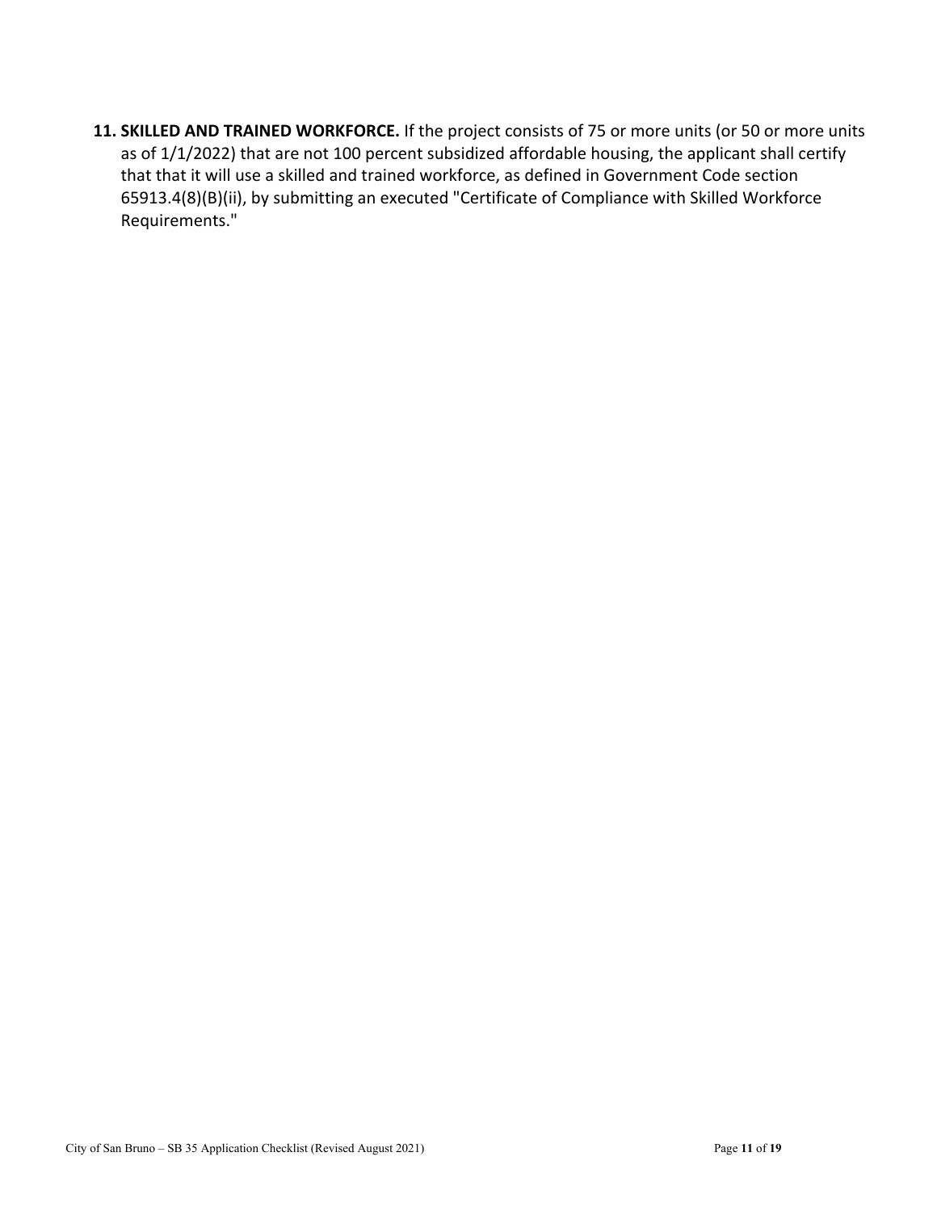11. **SKILLED AND TRAINED WORKFORCE.** If the project consists of 75 or more units (or 50 or more units as of 1/1/2022) that are not 100 percent subsidized affordable housing, the applicant shall certify that that it will use a skilled and trained workforce, as defined in Government Code section 65913.4(8)(B)(ii), by submitting an executed "Certificate of Compliance with Skilled Workforce Requirements."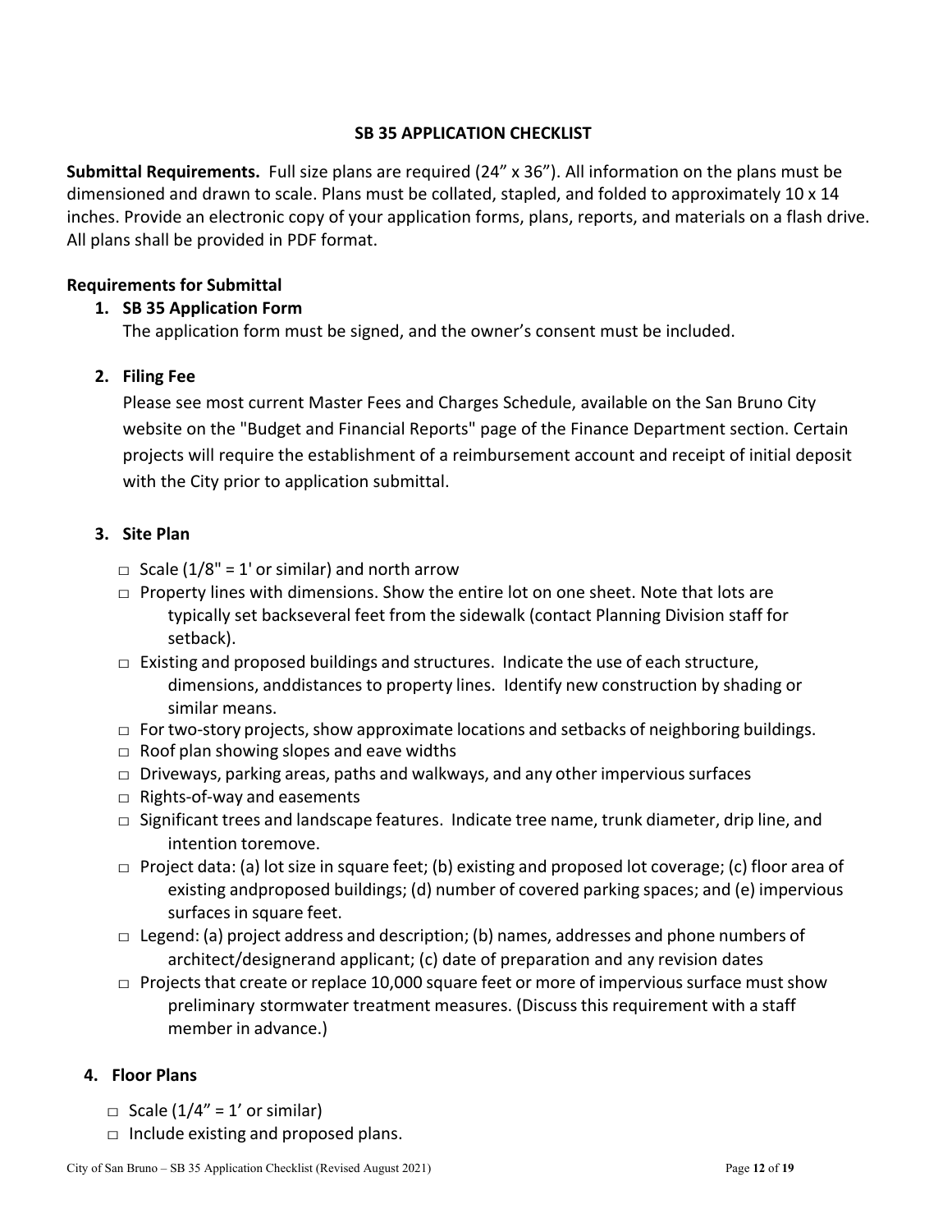## SB 35 APPLICATION CHECKLIST

**Submittal Requirements.** Full size plans are required (24" x 36"). All information on the plans must be dimensioned and drawn to scale. Plans must be collated, stapled, and folded to approximately 10 x 14 inches. Provide an electronic copy of your application forms, plans, reports, and materials on a flash drive. All plans shall be provided in PDF format.

### Requirements for Submittal

1. **SB 35 Application Form**

   The application form must be signed, and the owner's consent must be included.

2. **Filing Fee**

   Please see most current Master Fees and Charges Schedule, available on the San Bruno City website on the "Budget and Financial Reports" page of the Finance Department section. Certain projects will require the establishment of a reimbursement account and receipt of initial deposit with the City prior to application submittal.

3. **Site Plan**

   - □ Scale (1/8" = 1' or similar) and north arrow
   - □ Property lines with dimensions. Show the entire lot on one sheet. Note that lots are typically set backseveral feet from the sidewalk (contact Planning Division staff for setback).
   - □ Existing and proposed buildings and structures. Indicate the use of each structure, dimensions, anddistances to property lines. Identify new construction by shading or similar means.
   - □ For two-story projects, show approximate locations and setbacks of neighboring buildings.
   - □ Roof plan showing slopes and eave widths
   - □ Driveways, parking areas, paths and walkways, and any other impervious surfaces
   - □ Rights-of-way and easements
   - □ Significant trees and landscape features. Indicate tree name, trunk diameter, drip line, and intention toremove.
   - □ Project data: (a) lot size in square feet; (b) existing and proposed lot coverage; (c) floor area of existing andproposed buildings; (d) number of covered parking spaces; and (e) impervious surfaces in square feet.
   - □ Legend: (a) project address and description; (b) names, addresses and phone numbers of architect/designerand applicant; (c) date of preparation and any revision dates
   - □ Projects that create or replace 10,000 square feet or more of impervious surface must show preliminary stormwater treatment measures. (Discuss this requirement with a staff member in advance.)

4. **Floor Plans**

   - □ Scale (1/4" = 1' or similar)
   - □ Include existing and proposed plans.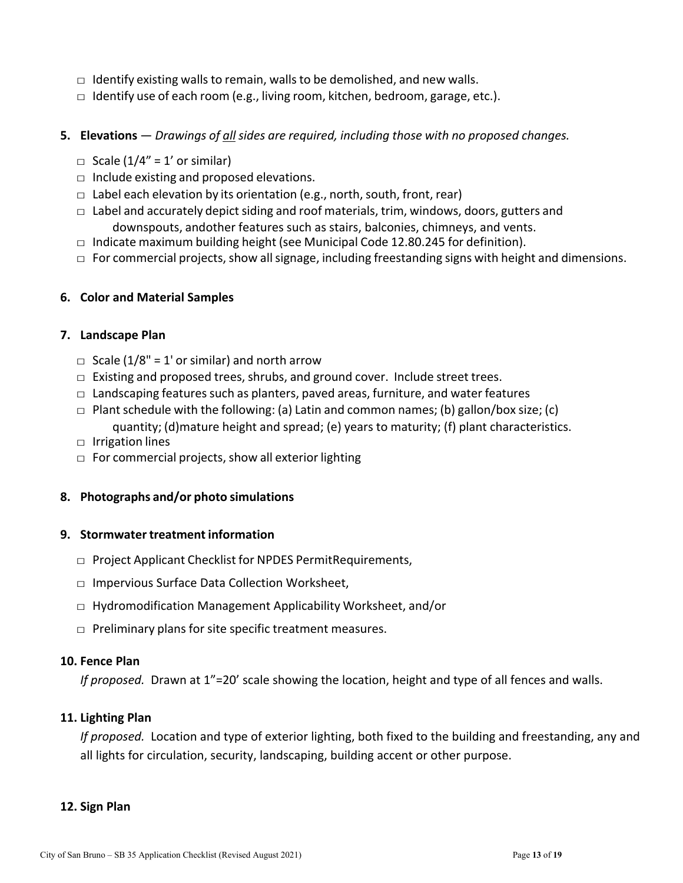- □ Identify existing walls to remain, walls to be demolished, and new walls.
- □ Identify use of each room (e.g., living room, kitchen, bedroom, garage, etc.).

**5. Elevations** — *Drawings of all sides are required, including those with no proposed changes.*

- □ Scale (1/4" = 1' or similar)
- □ Include existing and proposed elevations.
- □ Label each elevation by its orientation (e.g., north, south, front, rear)
- □ Label and accurately depict siding and roof materials, trim, windows, doors, gutters and downspouts, andother features such as stairs, balconies, chimneys, and vents.
- □ Indicate maximum building height (see Municipal Code 12.80.245 for definition).
- □ For commercial projects, show all signage, including freestanding signs with height and dimensions.

**6. Color and Material Samples**

**7. Landscape Plan**

- □ Scale (1/8" = 1' or similar) and north arrow
- □ Existing and proposed trees, shrubs, and ground cover. Include street trees.
- □ Landscaping features such as planters, paved areas, furniture, and water features
- □ Plant schedule with the following: (a) Latin and common names; (b) gallon/box size; (c) quantity; (d)mature height and spread; (e) years to maturity; (f) plant characteristics.
- □ Irrigation lines
- □ For commercial projects, show all exterior lighting

**8. Photographs and/or photo simulations**

**9. Stormwater treatment information**

- □ Project Applicant Checklist for NPDES PermitRequirements,
- □ Impervious Surface Data Collection Worksheet,
- □ Hydromodification Management Applicability Worksheet, and/or
- □ Preliminary plans for site specific treatment measures.

**10. Fence Plan**

*If proposed.* Drawn at 1"=20' scale showing the location, height and type of all fences and walls.

**11. Lighting Plan**

*If proposed.* Location and type of exterior lighting, both fixed to the building and freestanding, any and all lights for circulation, security, landscaping, building accent or other purpose.

**12. Sign Plan**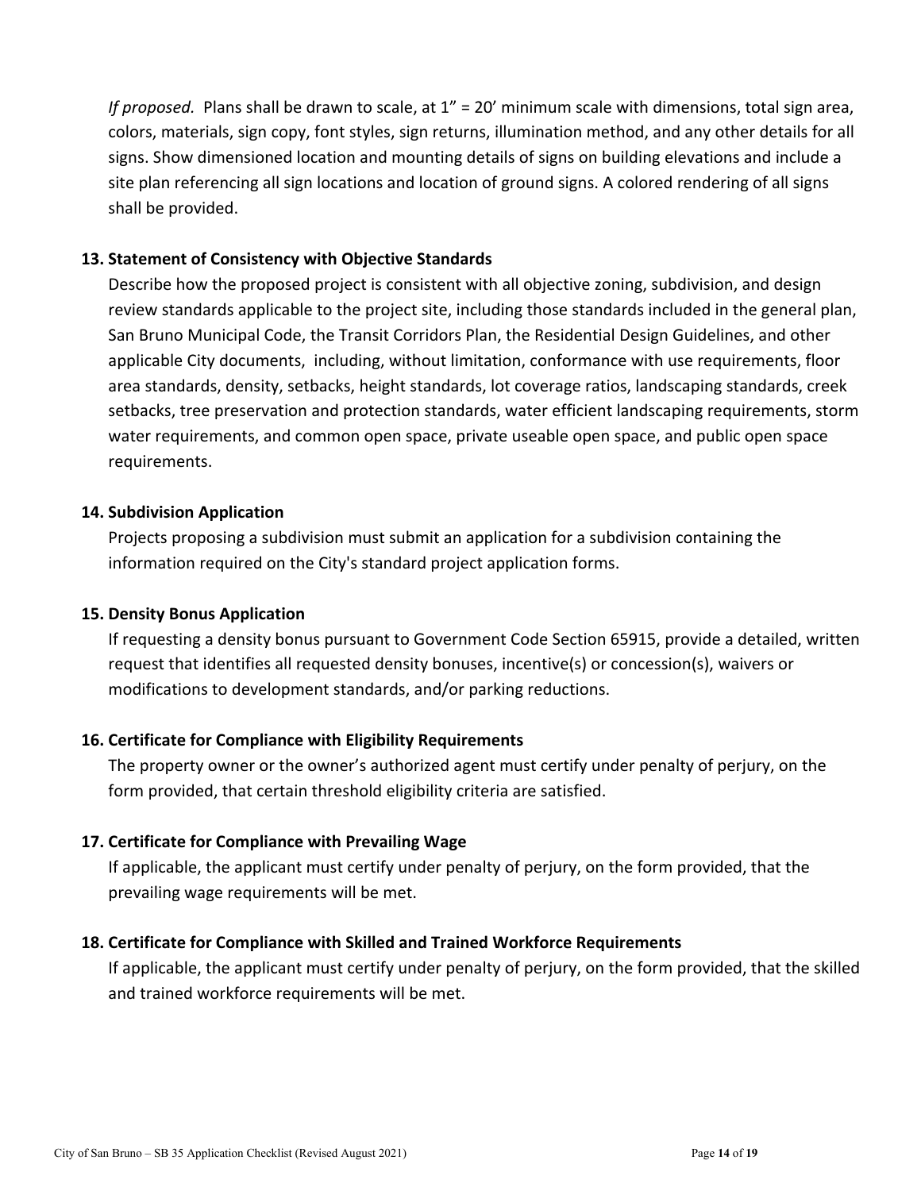*If proposed.* Plans shall be drawn to scale, at 1” = 20’ minimum scale with dimensions, total sign area, colors, materials, sign copy, font styles, sign returns, illumination method, and any other details for all signs. Show dimensioned location and mounting details of signs on building elevations and include a site plan referencing all sign locations and location of ground signs. A colored rendering of all signs shall be provided.

**13. Statement of Consistency with Objective Standards**

Describe how the proposed project is consistent with all objective zoning, subdivision, and design review standards applicable to the project site, including those standards included in the general plan, San Bruno Municipal Code, the Transit Corridors Plan, the Residential Design Guidelines, and other applicable City documents, including, without limitation, conformance with use requirements, floor area standards, density, setbacks, height standards, lot coverage ratios, landscaping standards, creek setbacks, tree preservation and protection standards, water efficient landscaping requirements, storm water requirements, and common open space, private useable open space, and public open space requirements.

**14. Subdivision Application**

Projects proposing a subdivision must submit an application for a subdivision containing the information required on the City's standard project application forms.

**15. Density Bonus Application**

If requesting a density bonus pursuant to Government Code Section 65915, provide a detailed, written request that identifies all requested density bonuses, incentive(s) or concession(s), waivers or modifications to development standards, and/or parking reductions.

**16. Certificate for Compliance with Eligibility Requirements**

The property owner or the owner’s authorized agent must certify under penalty of perjury, on the form provided, that certain threshold eligibility criteria are satisfied.

**17. Certificate for Compliance with Prevailing Wage**

If applicable, the applicant must certify under penalty of perjury, on the form provided, that the prevailing wage requirements will be met.

**18. Certificate for Compliance with Skilled and Trained Workforce Requirements**

If applicable, the applicant must certify under penalty of perjury, on the form provided, that the skilled and trained workforce requirements will be met.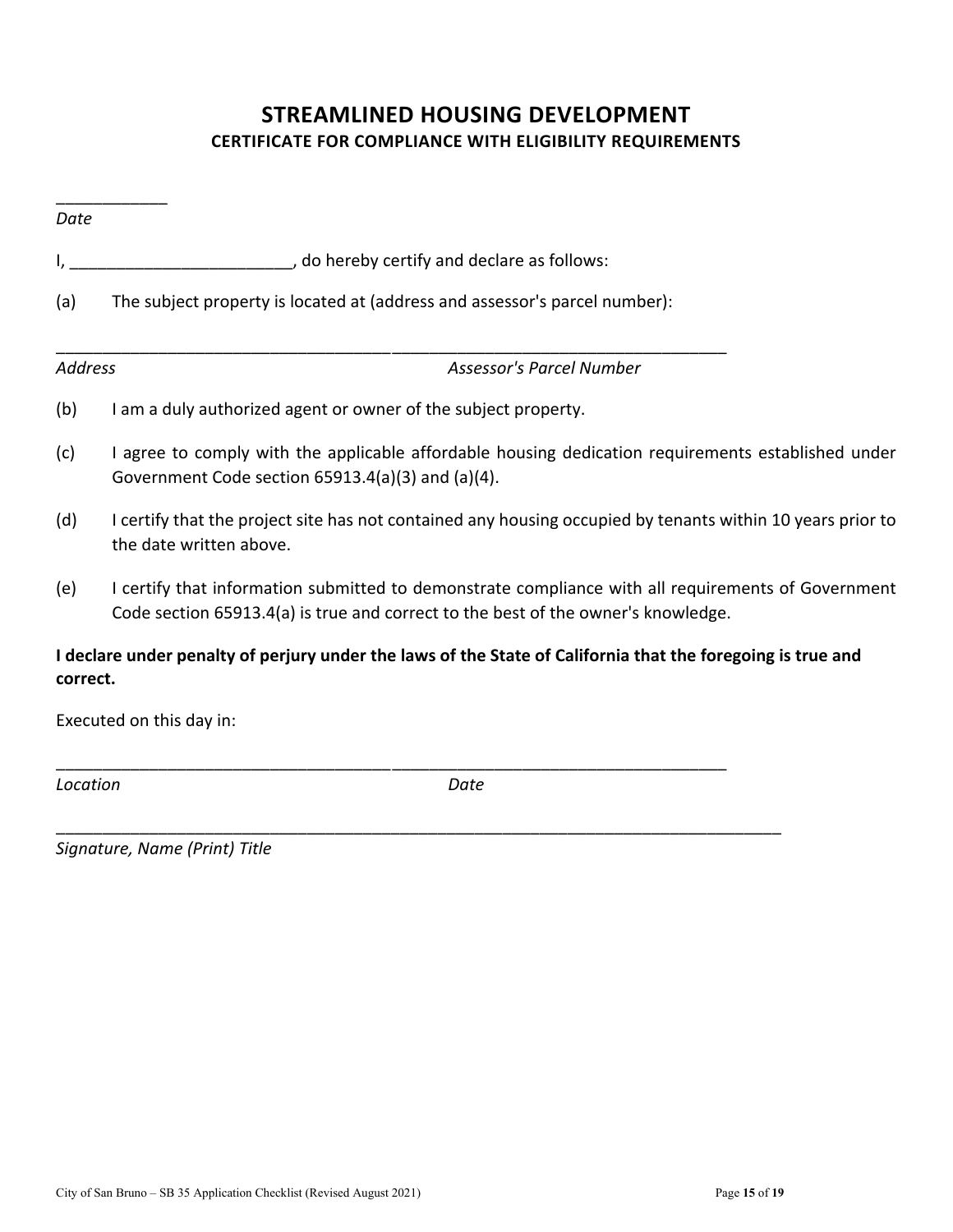# STREAMLINED HOUSING DEVELOPMENT

## CERTIFICATE FOR COMPLIANCE WITH ELIGIBILITY REQUIREMENTS

____________
*Date*

I, ________________________, do hereby certify and declare as follows:

(a) The subject property is located at (address and assessor's parcel number):

____________________________________ ____________________________________
*Address* *Assessor's Parcel Number*

(b) I am a duly authorized agent or owner of the subject property.

(c) I agree to comply with the applicable affordable housing dedication requirements established under Government Code section 65913.4(a)(3) and (a)(4).

(d) I certify that the project site has not contained any housing occupied by tenants within 10 years prior to the date written above.

(e) I certify that information submitted to demonstrate compliance with all requirements of Government Code section 65913.4(a) is true and correct to the best of the owner's knowledge.

**I declare under penalty of perjury under the laws of the State of California that the foregoing is true and correct.**

Executed on this day in:

____________________________________ ____________________________________
*Location* *Date*

____________________________________________________________________________
*Signature, Name (Print) Title*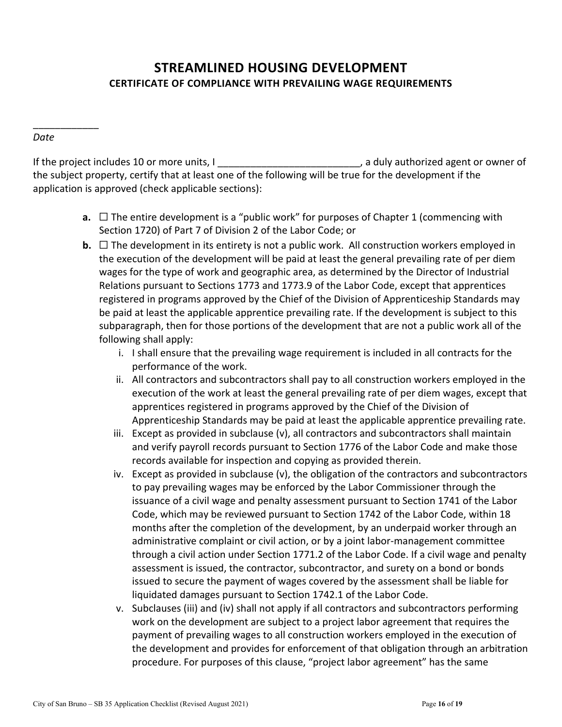# STREAMLINED HOUSING DEVELOPMENT

## CERTIFICATE OF COMPLIANCE WITH PREVAILING WAGE REQUIREMENTS

____________
*Date*

If the project includes 10 or more units, I __________________________, a duly authorized agent or owner of the subject property, certify that at least one of the following will be true for the development if the application is approved (check applicable sections):

- **a.** ☐ The entire development is a "public work" for purposes of Chapter 1 (commencing with Section 1720) of Part 7 of Division 2 of the Labor Code; or
- **b.** ☐ The development in its entirety is not a public work. All construction workers employed in the execution of the development will be paid at least the general prevailing rate of per diem wages for the type of work and geographic area, as determined by the Director of Industrial Relations pursuant to Sections 1773 and 1773.9 of the Labor Code, except that apprentices registered in programs approved by the Chief of the Division of Apprenticeship Standards may be paid at least the applicable apprentice prevailing rate. If the development is subject to this subparagraph, then for those portions of the development that are not a public work all of the following shall apply:
    - i. I shall ensure that the prevailing wage requirement is included in all contracts for the performance of the work.
    - ii. All contractors and subcontractors shall pay to all construction workers employed in the execution of the work at least the general prevailing rate of per diem wages, except that apprentices registered in programs approved by the Chief of the Division of Apprenticeship Standards may be paid at least the applicable apprentice prevailing rate.
    - iii. Except as provided in subclause (v), all contractors and subcontractors shall maintain and verify payroll records pursuant to Section 1776 of the Labor Code and make those records available for inspection and copying as provided therein.
    - iv. Except as provided in subclause (v), the obligation of the contractors and subcontractors to pay prevailing wages may be enforced by the Labor Commissioner through the issuance of a civil wage and penalty assessment pursuant to Section 1741 of the Labor Code, which may be reviewed pursuant to Section 1742 of the Labor Code, within 18 months after the completion of the development, by an underpaid worker through an administrative complaint or civil action, or by a joint labor-management committee through a civil action under Section 1771.2 of the Labor Code. If a civil wage and penalty assessment is issued, the contractor, subcontractor, and surety on a bond or bonds issued to secure the payment of wages covered by the assessment shall be liable for liquidated damages pursuant to Section 1742.1 of the Labor Code.
    - v. Subclauses (iii) and (iv) shall not apply if all contractors and subcontractors performing work on the development are subject to a project labor agreement that requires the payment of prevailing wages to all construction workers employed in the execution of the development and provides for enforcement of that obligation through an arbitration procedure. For purposes of this clause, "project labor agreement" has the same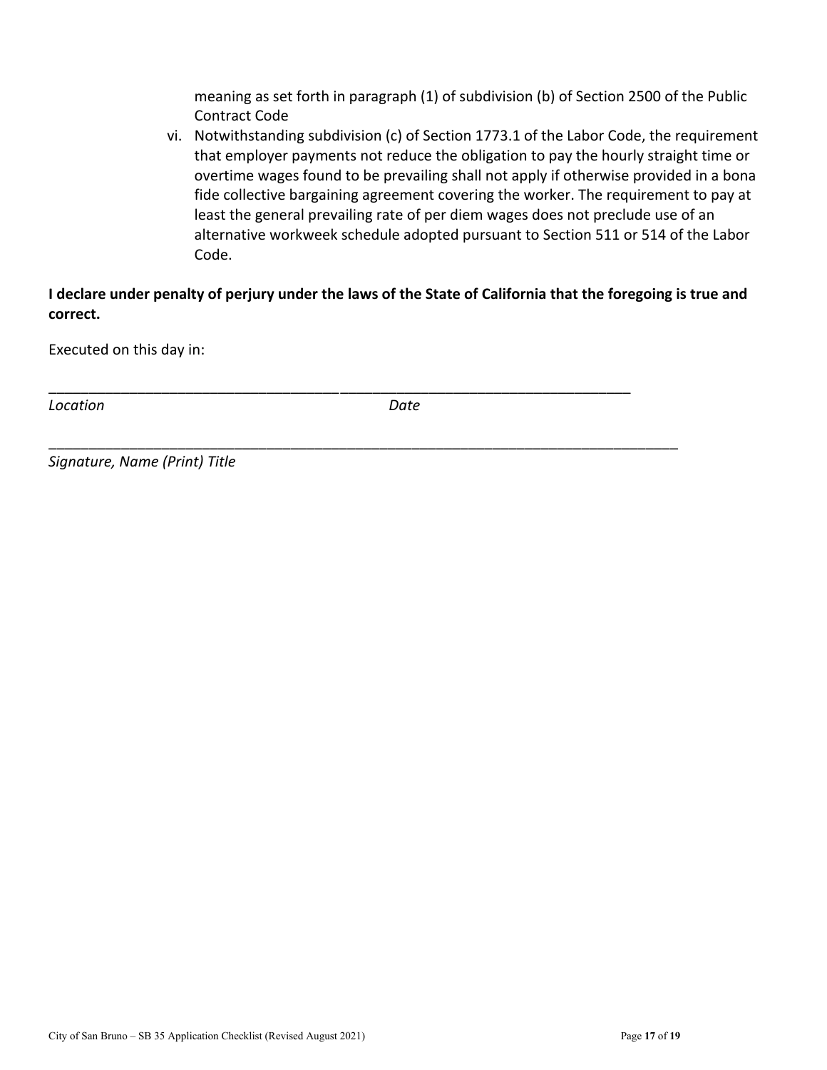meaning as set forth in paragraph (1) of subdivision (b) of Section 2500 of the Public Contract Code

vi. Notwithstanding subdivision (c) of Section 1773.1 of the Labor Code, the requirement that employer payments not reduce the obligation to pay the hourly straight time or overtime wages found to be prevailing shall not apply if otherwise provided in a bona fide collective bargaining agreement covering the worker. The requirement to pay at least the general prevailing rate of per diem wages does not preclude use of an alternative workweek schedule adopted pursuant to Section 511 or 514 of the Labor Code.

**I declare under penalty of perjury under the laws of the State of California that the foregoing is true and correct.**

Executed on this day in:

_____________________________________ _____________________________________

*Location* *Date*

________________________________________________________________________________

*Signature, Name (Print) Title*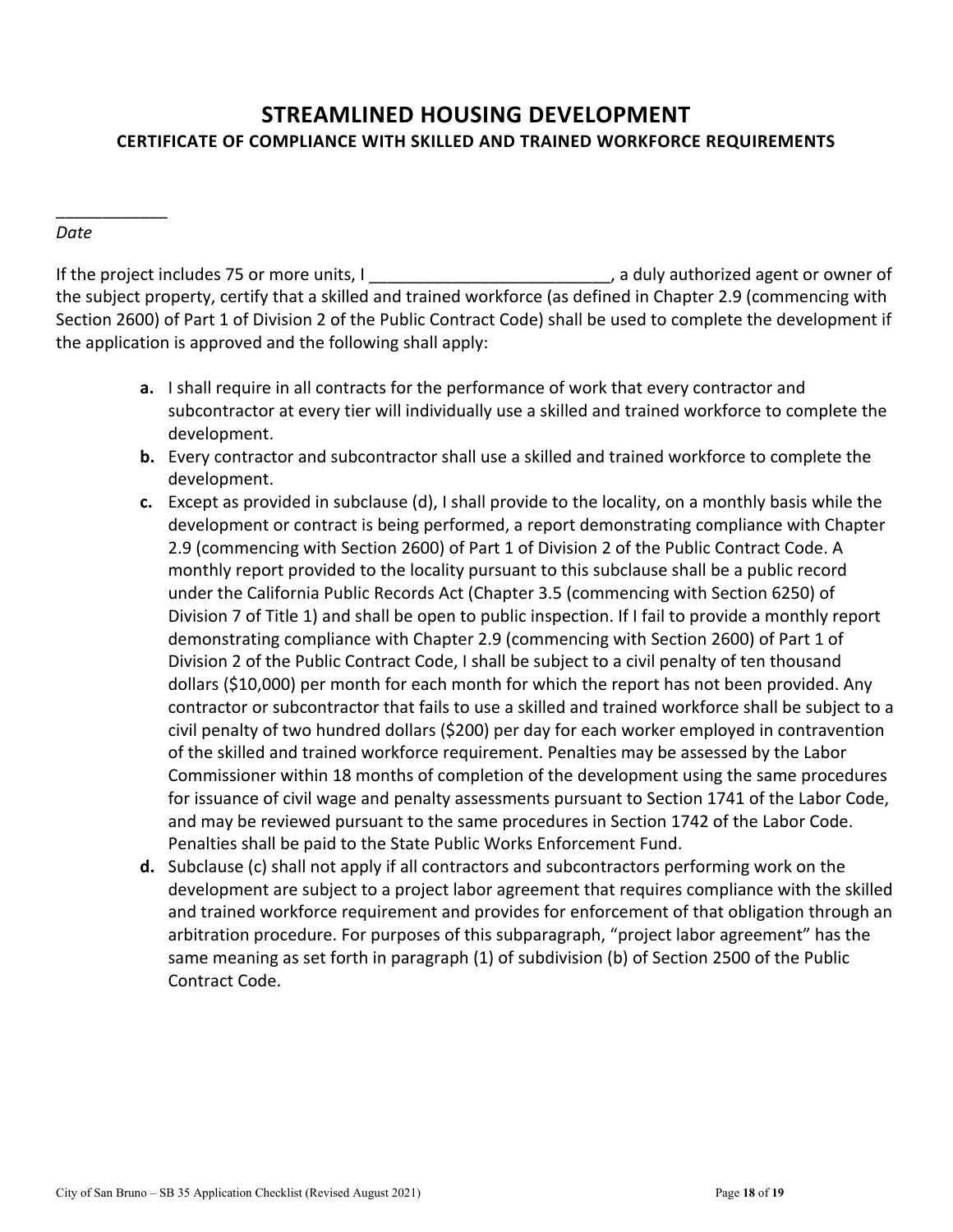# STREAMLINED HOUSING DEVELOPMENT

## CERTIFICATE OF COMPLIANCE WITH SKILLED AND TRAINED WORKFORCE REQUIREMENTS

____________
*Date*

If the project includes 75 or more units, I __________________________, a duly authorized agent or owner of the subject property, certify that a skilled and trained workforce (as defined in Chapter 2.9 (commencing with Section 2600) of Part 1 of Division 2 of the Public Contract Code) shall be used to complete the development if the application is approved and the following shall apply:

- **a.** I shall require in all contracts for the performance of work that every contractor and subcontractor at every tier will individually use a skilled and trained workforce to complete the development.
- **b.** Every contractor and subcontractor shall use a skilled and trained workforce to complete the development.
- **c.** Except as provided in subclause (d), I shall provide to the locality, on a monthly basis while the development or contract is being performed, a report demonstrating compliance with Chapter 2.9 (commencing with Section 2600) of Part 1 of Division 2 of the Public Contract Code. A monthly report provided to the locality pursuant to this subclause shall be a public record under the California Public Records Act (Chapter 3.5 (commencing with Section 6250) of Division 7 of Title 1) and shall be open to public inspection. If I fail to provide a monthly report demonstrating compliance with Chapter 2.9 (commencing with Section 2600) of Part 1 of Division 2 of the Public Contract Code, I shall be subject to a civil penalty of ten thousand dollars ($10,000) per month for each month for which the report has not been provided. Any contractor or subcontractor that fails to use a skilled and trained workforce shall be subject to a civil penalty of two hundred dollars ($200) per day for each worker employed in contravention of the skilled and trained workforce requirement. Penalties may be assessed by the Labor Commissioner within 18 months of completion of the development using the same procedures for issuance of civil wage and penalty assessments pursuant to Section 1741 of the Labor Code, and may be reviewed pursuant to the same procedures in Section 1742 of the Labor Code. Penalties shall be paid to the State Public Works Enforcement Fund.
- **d.** Subclause (c) shall not apply if all contractors and subcontractors performing work on the development are subject to a project labor agreement that requires compliance with the skilled and trained workforce requirement and provides for enforcement of that obligation through an arbitration procedure. For purposes of this subparagraph, "project labor agreement" has the same meaning as set forth in paragraph (1) of subdivision (b) of Section 2500 of the Public Contract Code.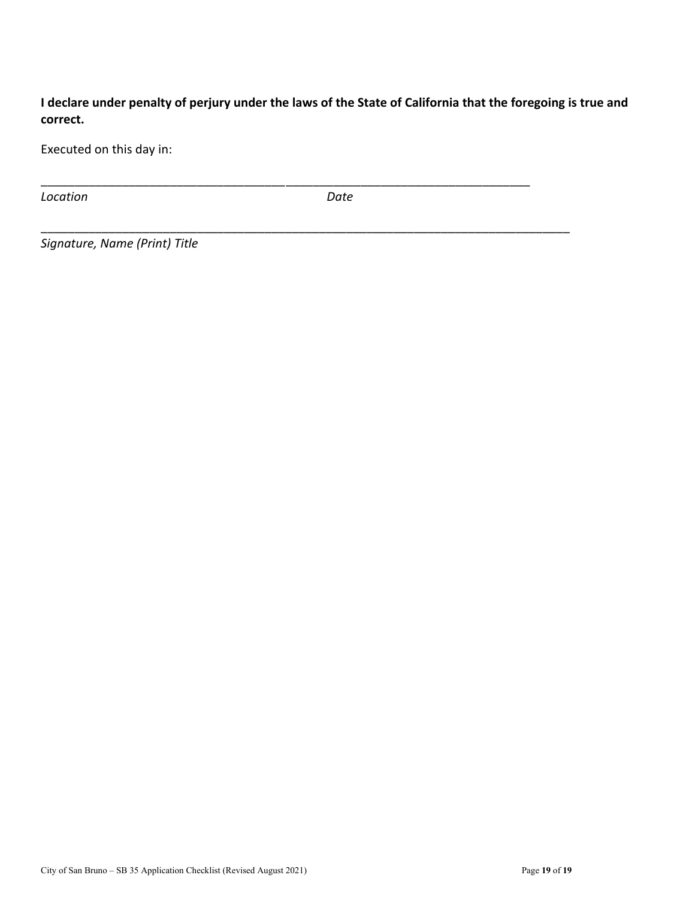**I declare under penalty of perjury under the laws of the State of California that the foregoing is true and correct.**

Executed on this day in:

_______________________________________________________________________________

*Location* *Date*

_______________________________________________________________________________

*Signature, Name (Print) Title*